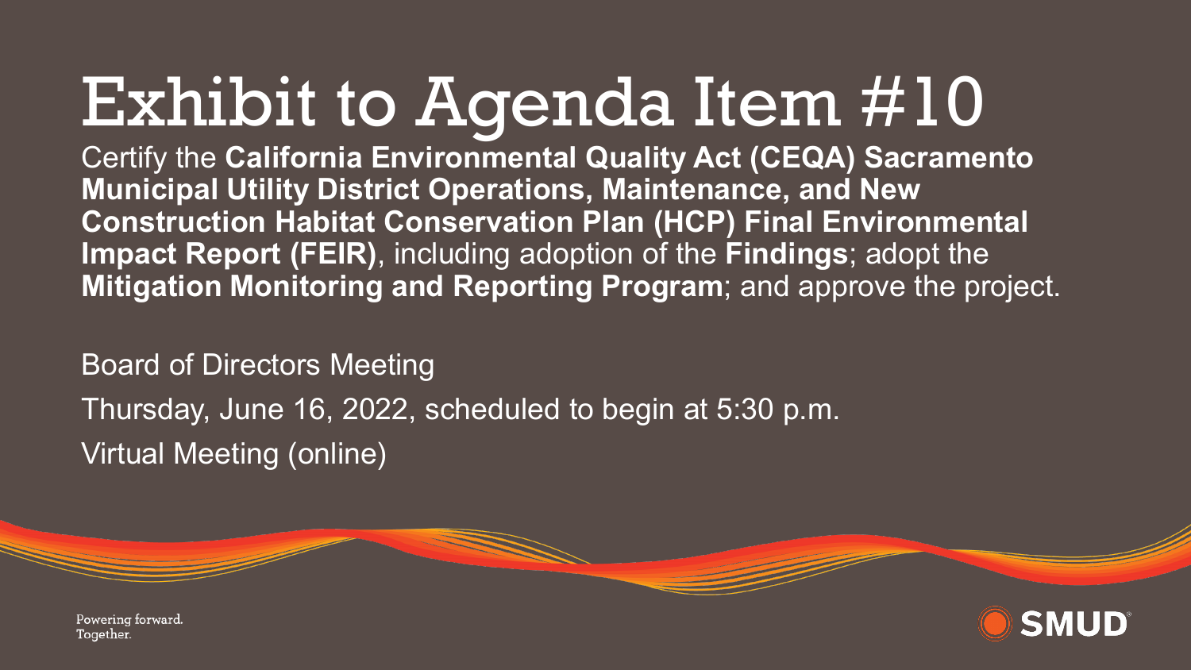# Exhibit to Agenda Item #10

Certify the **California Environmental Quality Act (CEQA) Sacramento Municipal Utility District Operations, Maintenance, and New Construction Habitat Conservation Plan (HCP) Final Environmental Impact Report (FEIR)**, including adoption of the **Findings**; adopt the **Mitigation Monitoring and Reporting Program**; and approve the project.

Board of Directors Meeting

Thursday, June 16, 2022, scheduled to begin at 5:30 p.m.

Virtual Meeting (online)

Powering forward.
Together.

SMUD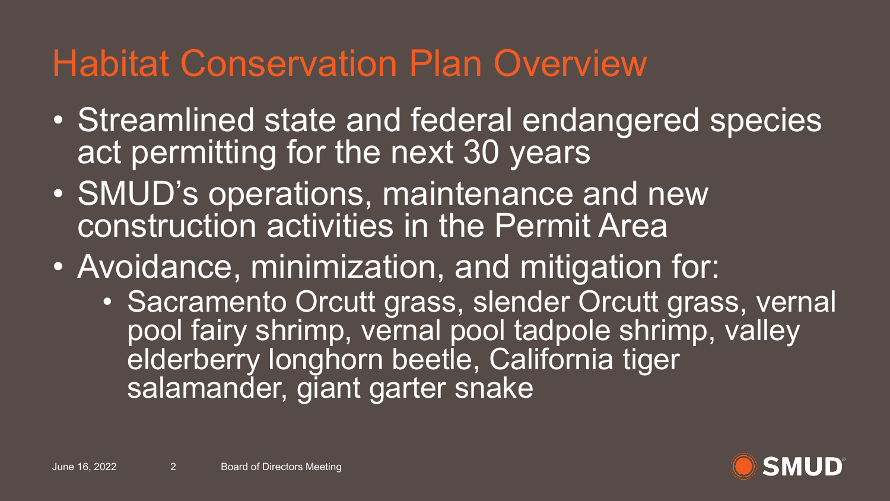# Habitat Conservation Plan Overview

- Streamlined state and federal endangered species act permitting for the next 30 years
- SMUD's operations, maintenance and new construction activities in the Permit Area
- Avoidance, minimization, and mitigation for:
  - Sacramento Orcutt grass, slender Orcutt grass, vernal pool fairy shrimp, vernal pool tadpole shrimp, valley elderberry longhorn beetle, California tiger salamander, giant garter snake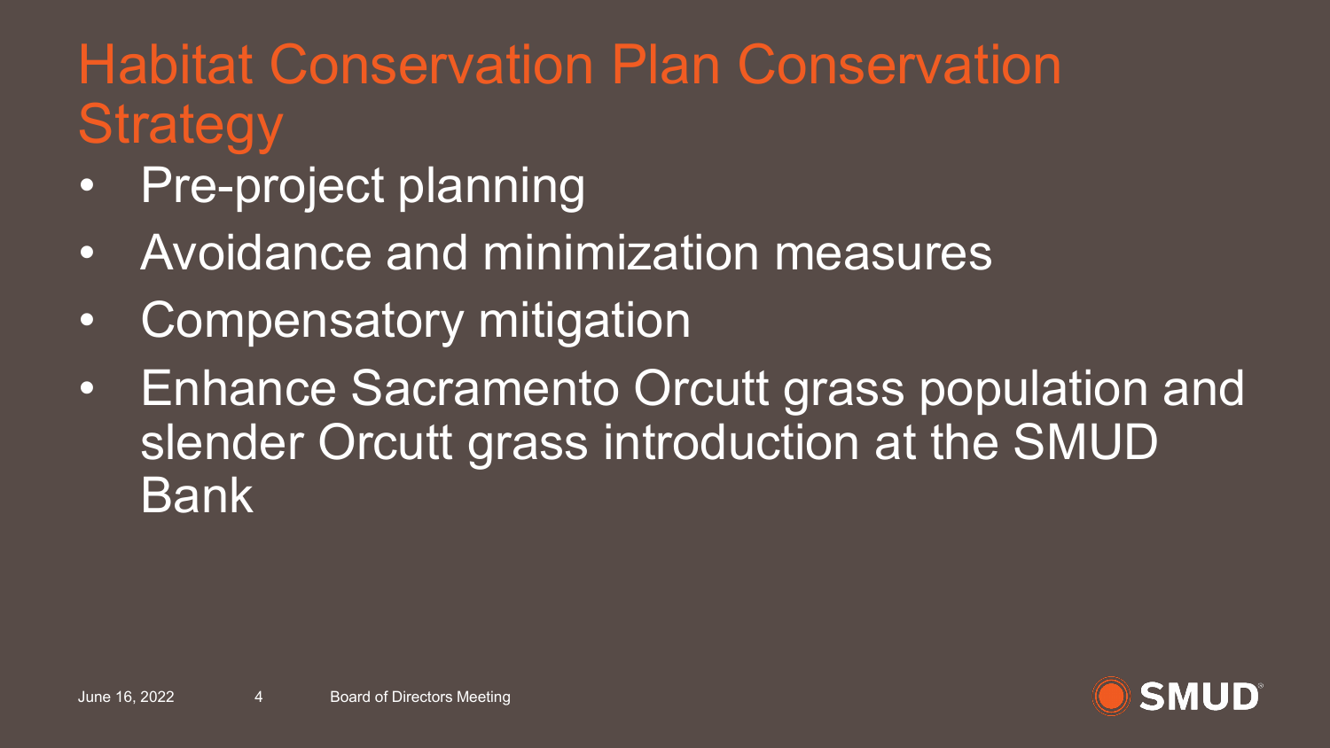# Habitat Conservation Plan Conservation Strategy

- Pre-project planning
- Avoidance and minimization measures
- Compensatory mitigation
- Enhance Sacramento Orcutt grass population and slender Orcutt grass introduction at the SMUD Bank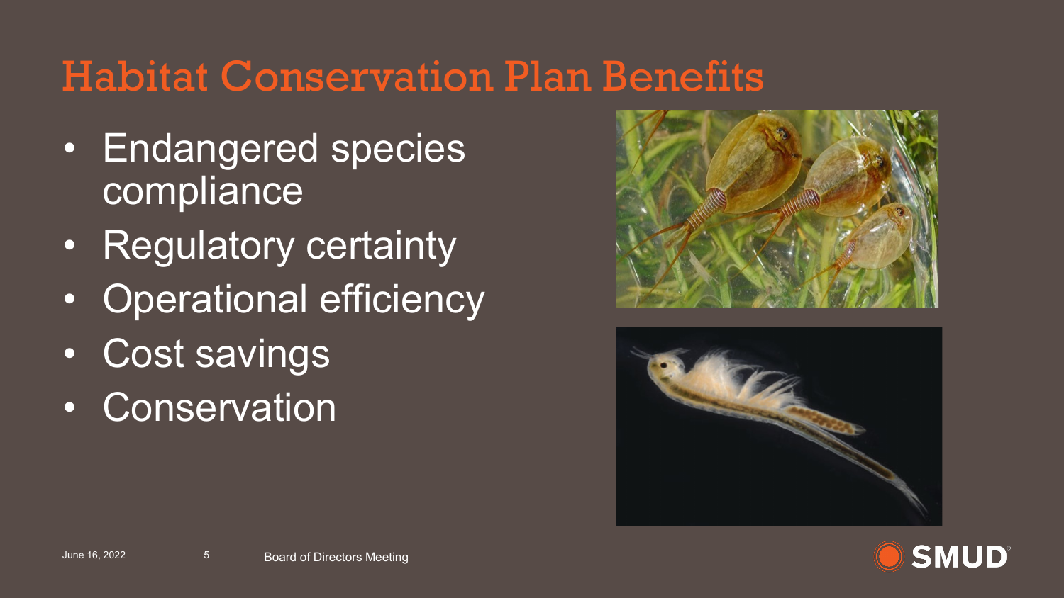# Habitat Conservation Plan Benefits

- Endangered species compliance
- Regulatory certainty
- Operational efficiency
- Cost savings
- Conservation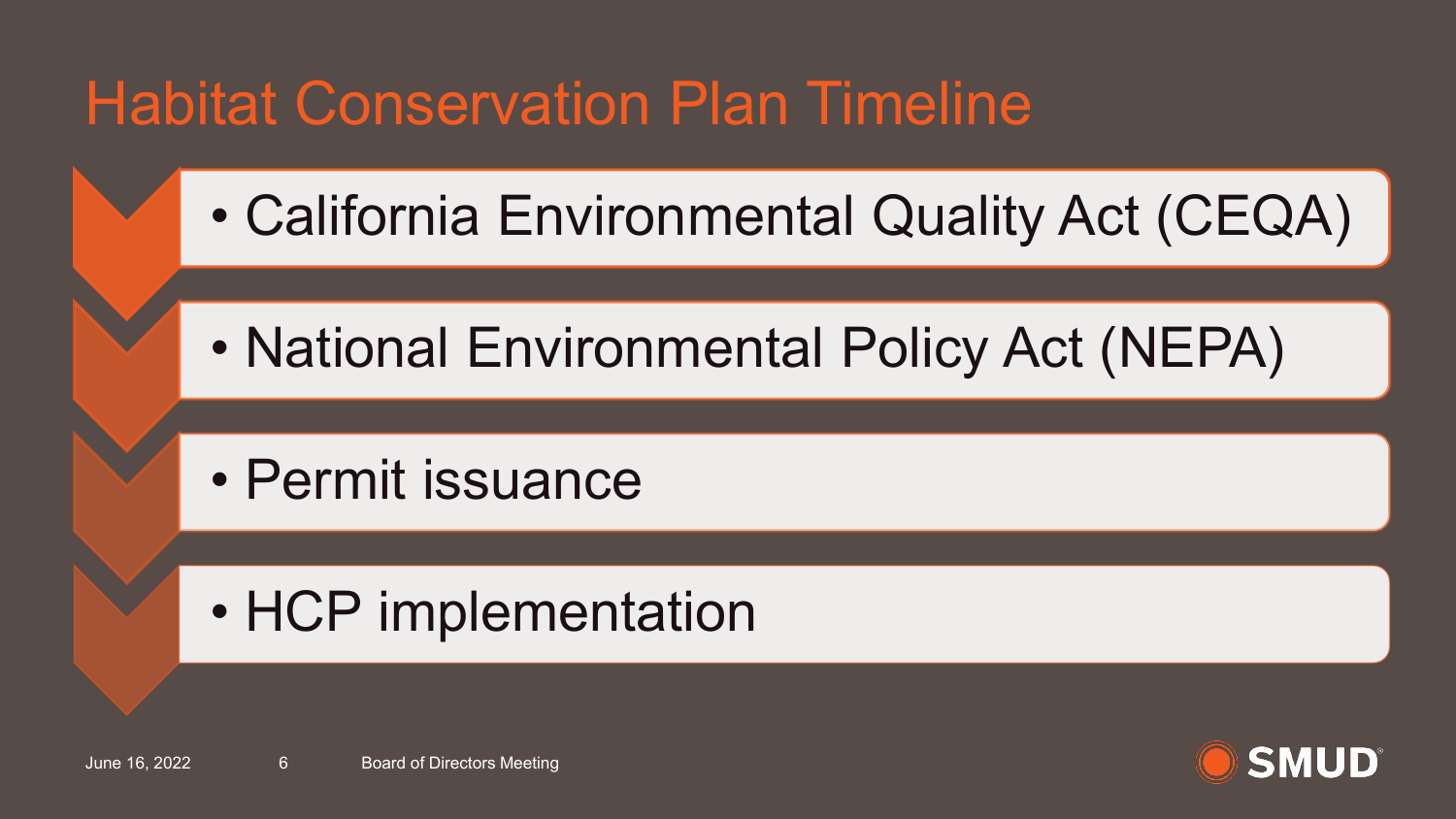# Habitat Conservation Plan Timeline

- California Environmental Quality Act (CEQA)
- National Environmental Policy Act (NEPA)
- Permit issuance
- HCP implementation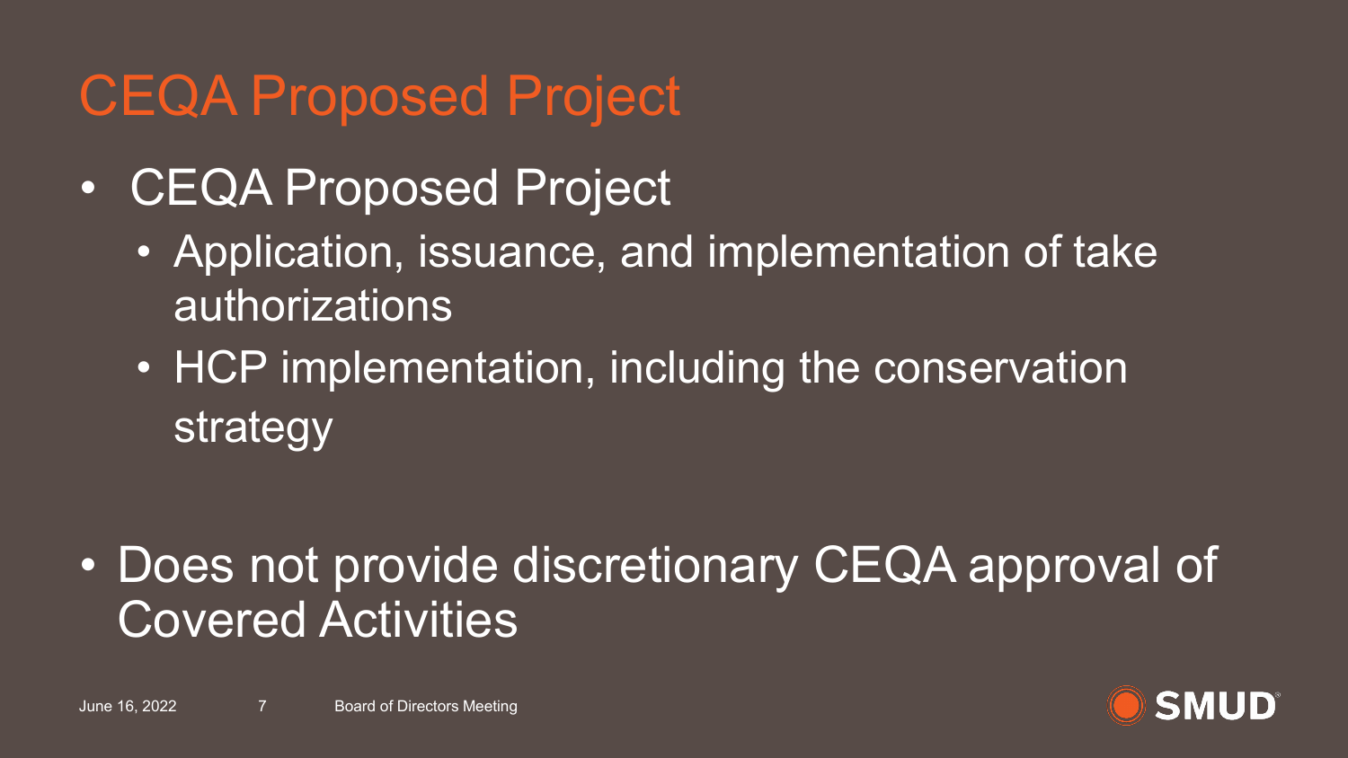# CEQA Proposed Project

- CEQA Proposed Project
  - Application, issuance, and implementation of take authorizations
  - HCP implementation, including the conservation strategy

- Does not provide discretionary CEQA approval of Covered Activities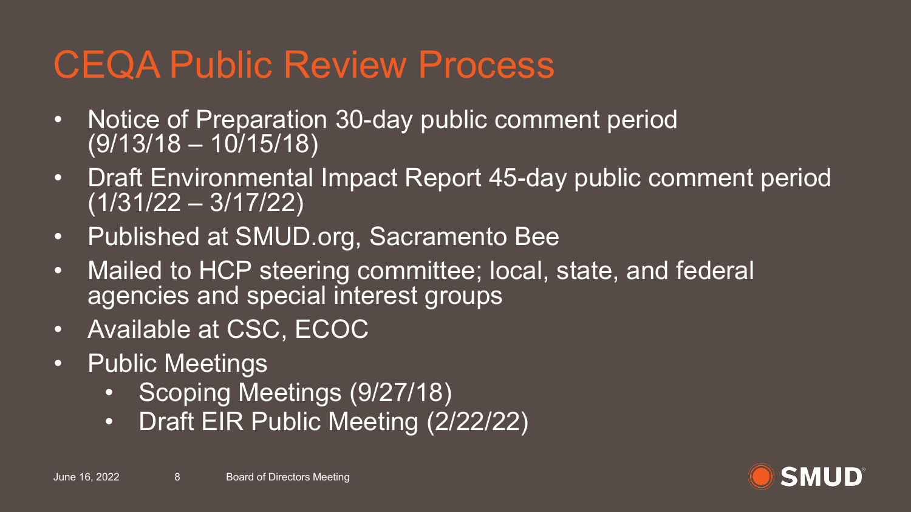# CEQA Public Review Process

- Notice of Preparation 30-day public comment period (9/13/18 – 10/15/18)
- Draft Environmental Impact Report 45-day public comment period (1/31/22 – 3/17/22)
- Published at SMUD.org, Sacramento Bee
- Mailed to HCP steering committee; local, state, and federal agencies and special interest groups
- Available at CSC, ECOC
- Public Meetings
  - Scoping Meetings (9/27/18)
  - Draft EIR Public Meeting (2/22/22)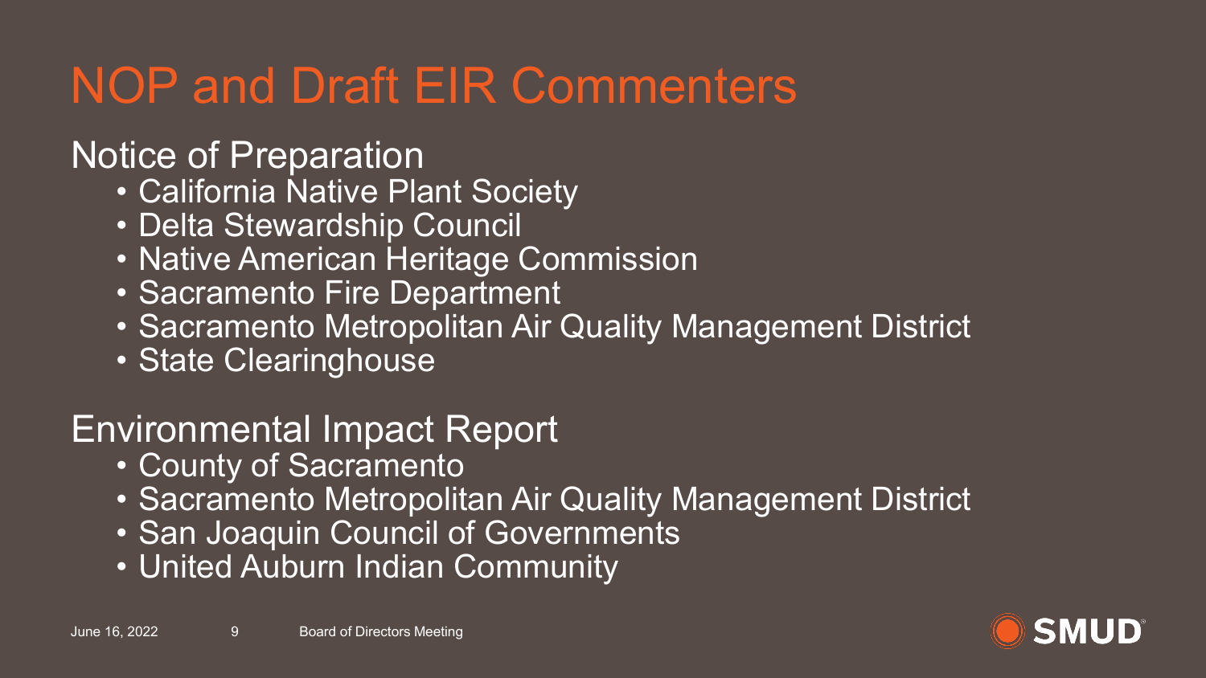# NOP and Draft EIR Commenters

## Notice of Preparation

- California Native Plant Society
- Delta Stewardship Council
- Native American Heritage Commission
- Sacramento Fire Department
- Sacramento Metropolitan Air Quality Management District
- State Clearinghouse

## Environmental Impact Report

- County of Sacramento
- Sacramento Metropolitan Air Quality Management District
- San Joaquin Council of Governments
- United Auburn Indian Community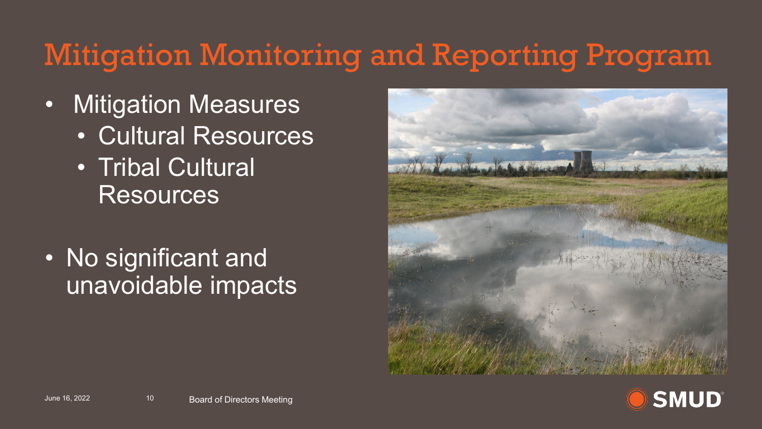# Mitigation Monitoring and Reporting Program

- Mitigation Measures
  - Cultural Resources
  - Tribal Cultural Resources
- No significant and unavoidable impacts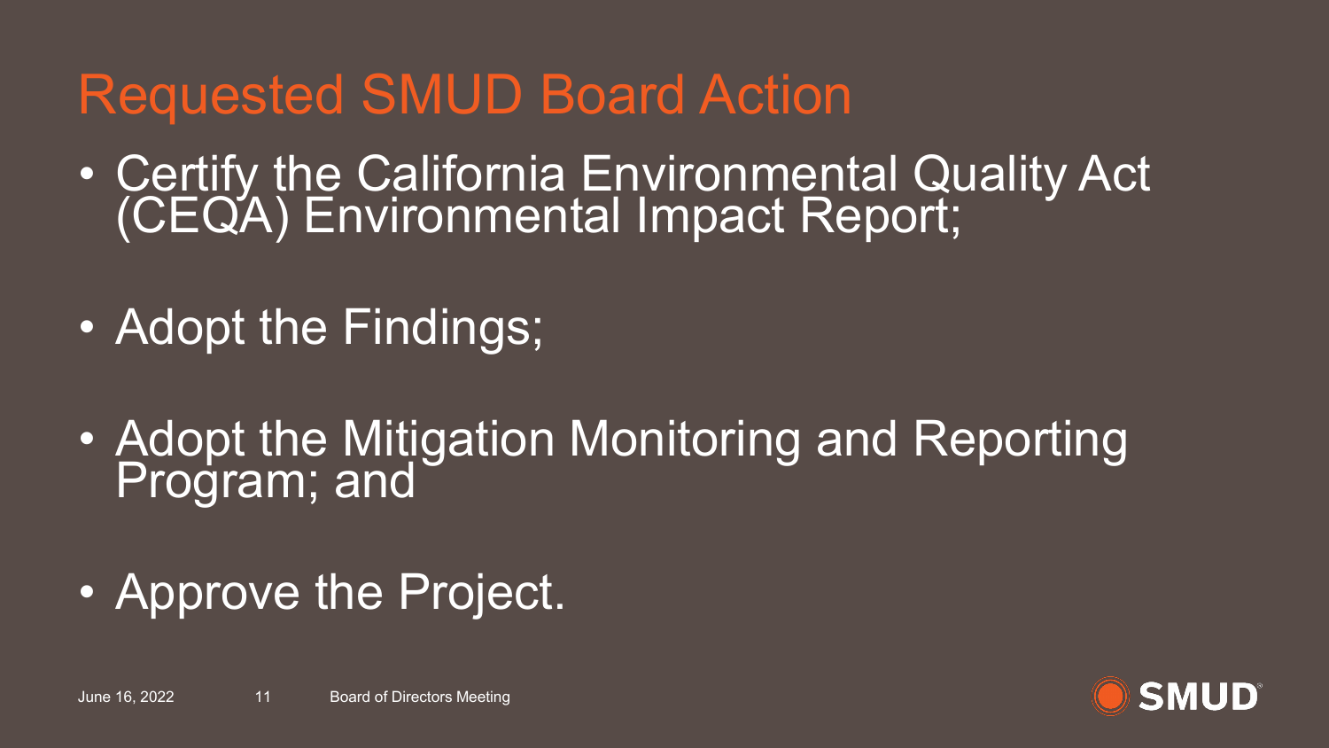# Requested SMUD Board Action

- Certify the California Environmental Quality Act (CEQA) Environmental Impact Report;
- Adopt the Findings;
- Adopt the Mitigation Monitoring and Reporting Program; and
- Approve the Project.